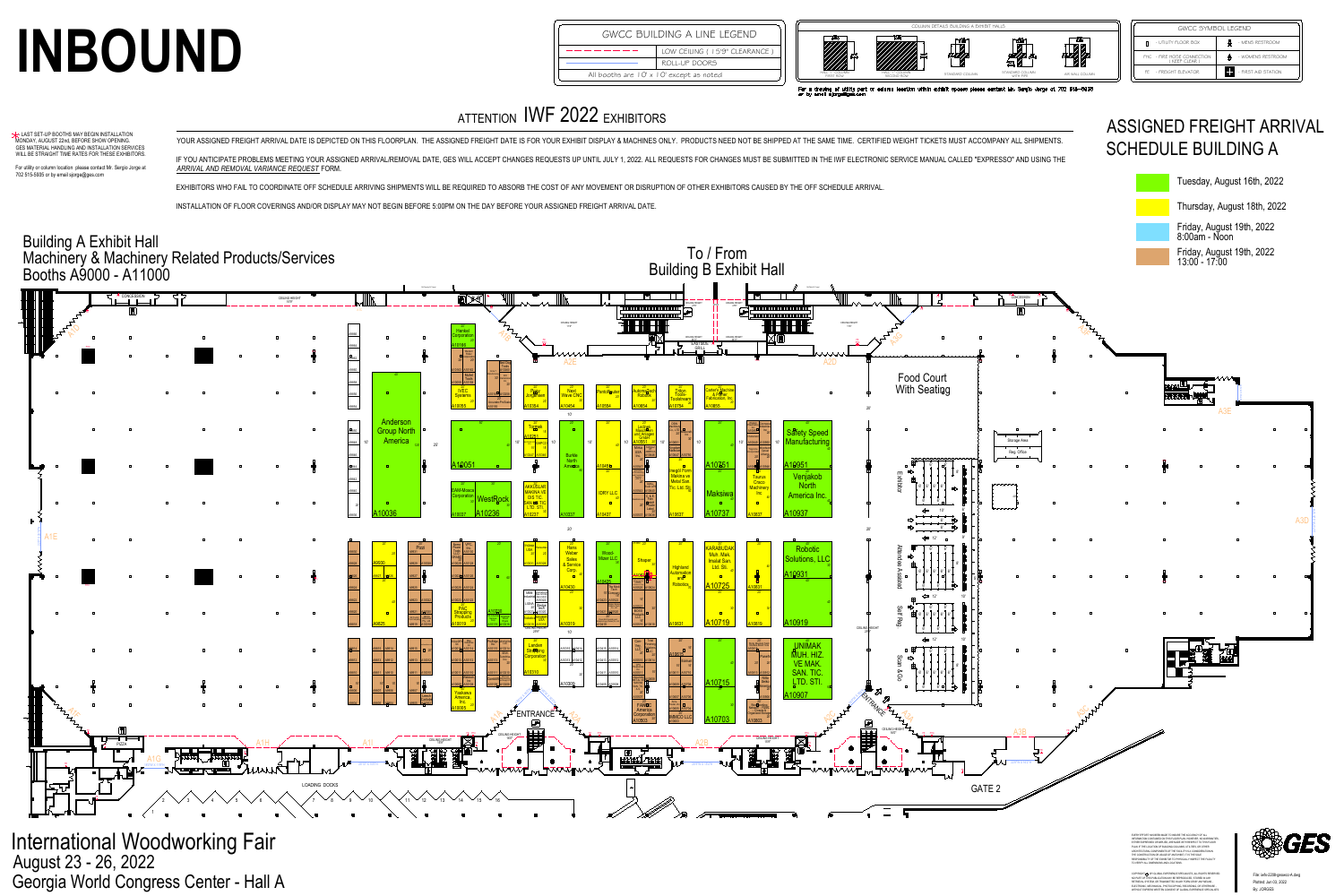# INBOUND

## GWCC BUILDING A LINE LEGEND

| | |
|---|---|
| - - - - - | LOW CEILING ( 15'9" CLEARANCE ) |
| ——— | ROLL-UP DOORS |
| All booths are 10' x 10' except as noted | |

COLUMN DETAILS BUILDING A EXHIBIT HALLS

For a drawing of utility port or column location within exhibit spaces please contact Mr. Sergio Jorge at 702 515-5635 or by email sjorge@ges.com

## GWCC SYMBOL LEGEND

| | |
|---|---|
| U - UTILITY FLOOR BOX | MENS RESTROOM |
| FHC - FIRE HOSE CONNECTION ( KEEP CLEAR ) | WOMENS RESTROOM |
| FE - FREIGHT ELEVATOR | FIRST AID STATION |

LAST SET-UP BOOTHS MAY BEGIN INSTALLATION MONDAY, AUGUST 22nd, BEFORE SHOW OPENING. GES MATERIAL HANDLING AND INSTALLATION SERVICES WILL BE STRAIGHT TIME RATES FOR THESE EXHIBITORS.

For utility or column location please contact Mr. Sergio Jorge at 702 515-5635 or by email sjorge@ges.com

## ATTENTION IWF 2022 EXHIBITORS

YOUR ASSIGNED FREIGHT ARRIVAL DATE IS DEPICTED ON THIS FLOORPLAN. THE ASSIGNED FREIGHT DATE IS FOR YOUR EXHIBIT DISPLAY & MACHINES ONLY. PRODUCTS NEED NOT BE SHIPPED AT THE SAME TIME. CERTIFIED WEIGHT TICKETS MUST ACCOMPANY ALL SHIPMENTS.

IF YOU ANTICIPATE PROBLEMS MEETING YOUR ASSIGNED ARRIVAL/REMOVAL DATE, GES WILL ACCEPT CHANGES REQUESTS UP UNTIL JULY 1, 2022. ALL REQUESTS FOR CHANGES MUST BE SUBMITTED IN THE IWF ELECTRONIC SERVICE MANUAL CALLED "EXPRESSO" AND USING THE *ARRIVAL AND REMOVAL VARIANCE REQUEST* FORM.

EXHIBITORS WHO FAIL TO COORDINATE OFF SCHEDULE ARRIVING SHIPMENTS WILL BE REQUIRED TO ABSORB THE COST OF ANY MOVEMENT OR DISRUPTION OF OTHER EXHIBITORS CAUSED BY THE OFF SCHEDULE ARRIVAL.

INSTALLATION OF FLOOR COVERINGS AND/OR DISPLAY MAY NOT BEGIN BEFORE 5:00PM ON THE DAY BEFORE YOUR ASSIGNED FREIGHT ARRIVAL DATE.

## ASSIGNED FREIGHT ARRIVAL SCHEDULE BUILDING A

- Green: Tuesday, August 16th, 2022
- Yellow: Thursday, August 18th, 2022
- Blue: Friday, August 19th, 2022 8:00am - Noon
- Tan: Friday, August 19th, 2022 13:00 - 17:00

Building A Exhibit Hall
Machinery & Machinery Related Products/Services
Booths A9000 - A11000

To / From Building B Exhibit Hall

Food Court With Seating

Henkel Corporation A10055; IVEC Systems A10055; Jorgensen A10354; Next Wave CNC A10454; Panhans A10554; AutomatedRobotics A10654; Triton Tools Toolsmyne A10754; Carbers Machine & Metal Fabrication, Inc. A10855; Anderson Group North America A10036; A10051; EAM-Mosca Corporation A10037; WestRock A10236; AKKUSLAR MAKINA VE DIS TIC. SAN. VE TIC. LTD. STI. A10237; Burkle North America A10337; IDRY LLC A10437; Integra Form Makina ve Metal San. Tic. Ltd. Sti.; A10751; Maksiwa A10737; A10837; Safety Speed Manufacturing A10951; Venjakob North America Inc. A10937; Tsunami; Teaser Cosco Machinery Inc.

Pizzi; A9930; A9825; PAC Strapping Products A10019; A10028; Hans Weber Sales & Service Corp. A10430; A10319; Wood-Mizer LLC A10525; Stoper; Highland Automation and Robotics; KARABUDAK Mak. Insaat San. Ltd. Sti. A10725; A10719; A10831; A10819; Robotic Solutions, LLC A10931; A10919

Landen Stretching Corporation A10310; A10305; Yaskawa America Inc. A10003; FANUC America Corporation A10603; SIMCO LLC; A10715; A10703; A10803; UNIMAK MUH. HIZ. VE MAK. SAN. TIC. LTD. STI. A10907

Exhibitor Registration; Attendee Assisted Self Reg.; Scan & Go; Storage Area; Reg. Office

ENTRANCE; LOADING DOCKS; GATE 2; CONCESSION

International Woodworking Fair
August 23 - 26, 2022
Georgia World Congress Center - Hall A

GES

File: iwfe-2208-gesexc-A.dwg
Plotted: Jun 03, 2022
By: JORGES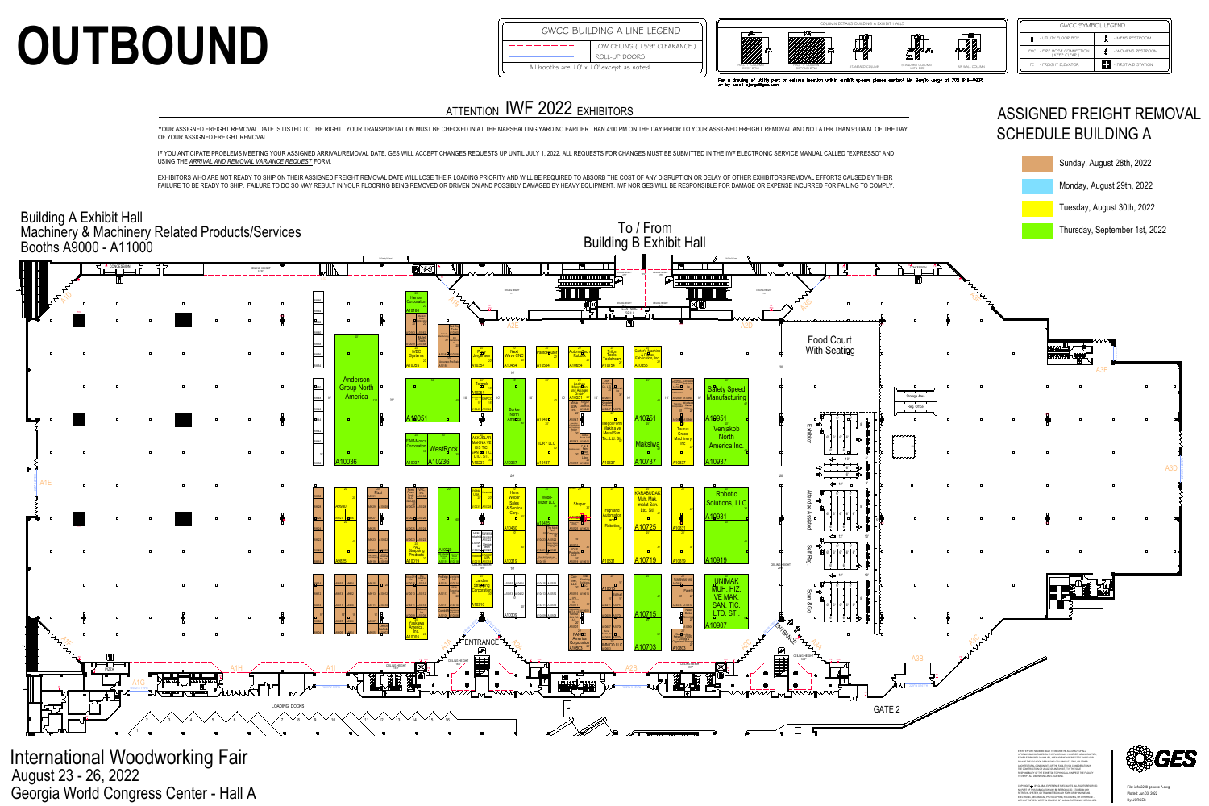# OUTBOUND

| GWCC BUILDING A LINE LEGEND | |
|---|---|
| | LOW CEILING ( 15'9" CLEARANCE ) |
| | ROLL-UP DOORS |
| All booths are 10' x 10' except as noted | |

## ATTENTION IWF 2022 EXHIBITORS

YOUR ASSIGNED FREIGHT REMOVAL DATE IS LISTED TO THE RIGHT. YOUR TRANSPORTATION MUST BE CHECKED IN AT THE MARSHALLING YARD NO EARLIER THAN 4:00 PM ON THE DAY PRIOR TO YOUR ASSIGNED FREIGHT REMOVAL AND NO LATER THAN 9:00A.M. OF THE DAY OF YOUR ASSIGNED FREIGHT REMOVAL.

IF YOU ANTICIPATE PROBLEMS MEETING YOUR ASSIGNED ARRIVAL/REMOVAL DATE, GES WILL ACCEPT CHANGES REQUESTS UP UNTIL JULY 1, 2022. ALL REQUESTS FOR CHANGES MUST BE SUBMITTED IN THE IWF ELECTRONIC SERVICE MANUAL CALLED "EXPRESSO" AND USING THE *ARRIVAL AND REMOVAL VARIANCE REQUEST* FORM.

EXHIBITORS WHO ARE NOT READY TO SHIP ON THEIR ASSIGNED FREIGHT REMOVAL DATE WILL LOSE THEIR LOADING PRIORITY AND WILL BE REQUIRED TO ABSORB THE COST OF ANY DISRUPTION OR DELAY OF OTHER EXHIBITORS REMOVAL EFFORTS CAUSED BY THEIR FAILURE TO BE READY TO SHIP. FAILURE TO DO SO MAY RESULT IN YOUR FLOORING BEING REMOVED OR DRIVEN ON AND POSSIBLY DAMAGED BY HEAVY EQUIPMENT. IWF NOR GES WILL BE RESPONSIBLE FOR DAMAGE OR EXPENSE INCURRED FOR FAILING TO COMPLY.

## ASSIGNED FREIGHT REMOVAL SCHEDULE BUILDING A

- Sunday, August 28th, 2022
- Monday, August 29th, 2022
- Tuesday, August 30th, 2022
- Thursday, September 1st, 2022

Building A Exhibit Hall
Machinery & Machinery Related Products/Services
Booths A9000 - A11000

To / From
Building B Exhibit Hall

Food Court With Seating

Henkel Corporation A10155
IVEC Systems A10055
Jorgensen A10354
Next Wave CNC A10454
PantoRouter A10554
AutomaTech Robotik A10654
Triton Tools-Toolstream A10754
Carter's Machine & Fabrication, Inc. A10855
Anderson Group North America A10036
A10051
Jiangsu Jiangyin SMPCO
Burke North America
A10451
A10551
Xingtai Machinery
A10751
A10851
Safety Speed Manufacturing A10951
IMA Group A10037
WestRock A10236
AKKUSLAR MAKINA VE DIS TIC. SAN. ve TIC. LTD. STI. A10237
A10337
A10437
IDRY LLC
Mega Form Makina ve Metal San. Tic. Ltd. Sti.
A10637
Maksiwa A10737
Taurus Craco Machinery Inc A10837
Venjakob North America Inc. A10937
A9500
Pizzi
PAC Strapping Products A10019
A9825
A10226
Hans Weber Sales & Service Corp. A10430
A10319
Wood-Mizer LLC A10525
Stiles Machinery
Stuper
Highland Automation and Robotics
A10631
KARABUDAK Muh. Mak. Insaat San. Ltd. Sti. A10725
A10719
A10831
A10819
Robotic Solutions, LLC A10931
A10919
Landen Stretching Corporation A10310
Yaskawa America Inc. A10003
A10303
PAMEX America Corporation A10603
A10715
A10703
A10803
ÜNIMAK MUH. HIZ. VE MAK. SAN. TIC. LTD. STI. A10907

Exhibitor Registration
Attendee Assisted Self Reg.
Scan & Go
Storage Area
Reg. Office
ENTRANCE
LOADING DOCKS
GATE 2

International Woodworking Fair
August 23 - 26, 2022
Georgia World Congress Center - Hall A

GES